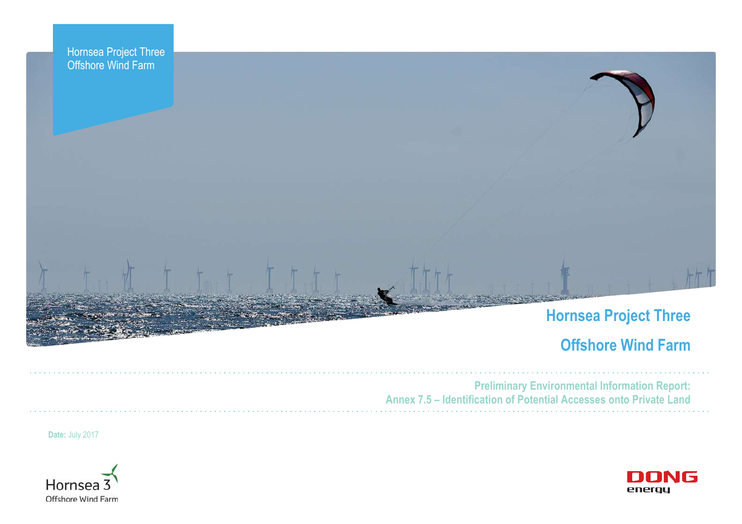Hornsea Project Three
Offshore Wind Farm

# Hornsea Project Three

# Offshore Wind Farm

## Preliminary Environmental Information Report: Annex 7.5 – Identification of Potential Accesses onto Private Land

**Date:** July 2017

Hornsea 3
Offshore Wind Farm

DONG energy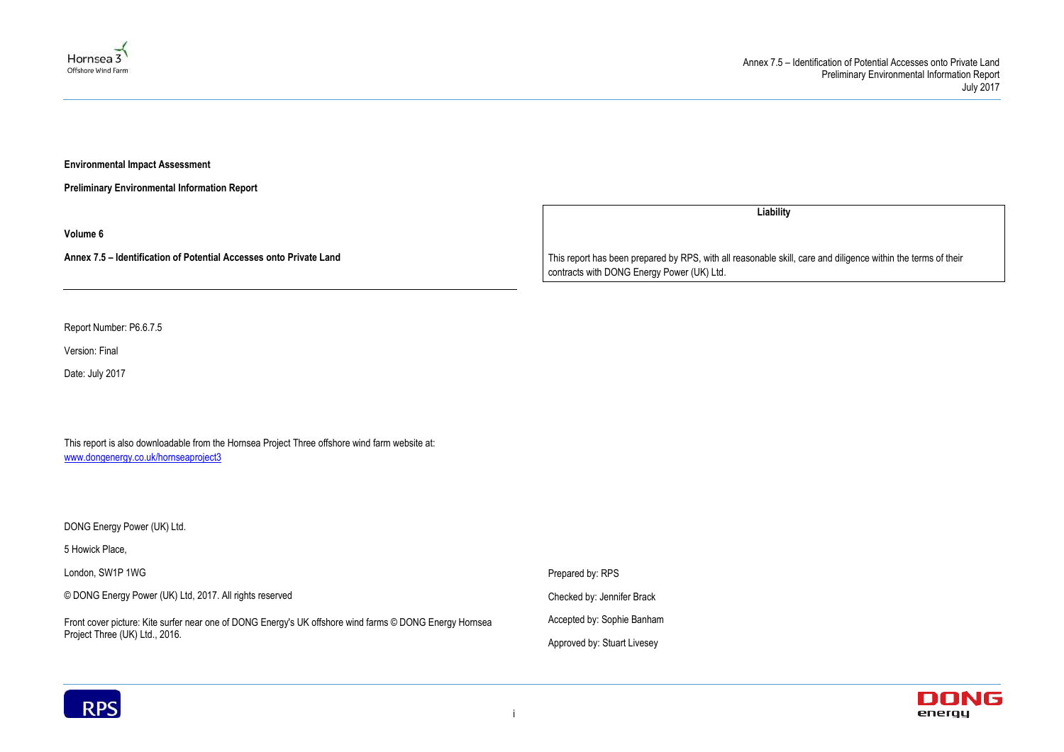**Environmental Impact Assessment**

**Preliminary Environmental Information Report**

**Volume 6**

**Annex 7.5 – Identification of Potential Accesses onto Private Land**

| Liability |
| --- |
| This report has been prepared by RPS, with all reasonable skill, care and diligence within the terms of their contracts with DONG Energy Power (UK) Ltd. |

Report Number: P6.6.7.5

Version: Final

Date: July 2017

This report is also downloadable from the Hornsea Project Three offshore wind farm website at:
www.dongenergy.co.uk/hornseaproject3

DONG Energy Power (UK) Ltd.

5 Howick Place,

London, SW1P 1WG

© DONG Energy Power (UK) Ltd, 2017. All rights reserved

Front cover picture: Kite surfer near one of DONG Energy's UK offshore wind farms © DONG Energy Hornsea Project Three (UK) Ltd., 2016.

Prepared by: RPS

Checked by: Jennifer Brack

Accepted by: Sophie Banham

Approved by: Stuart Livesey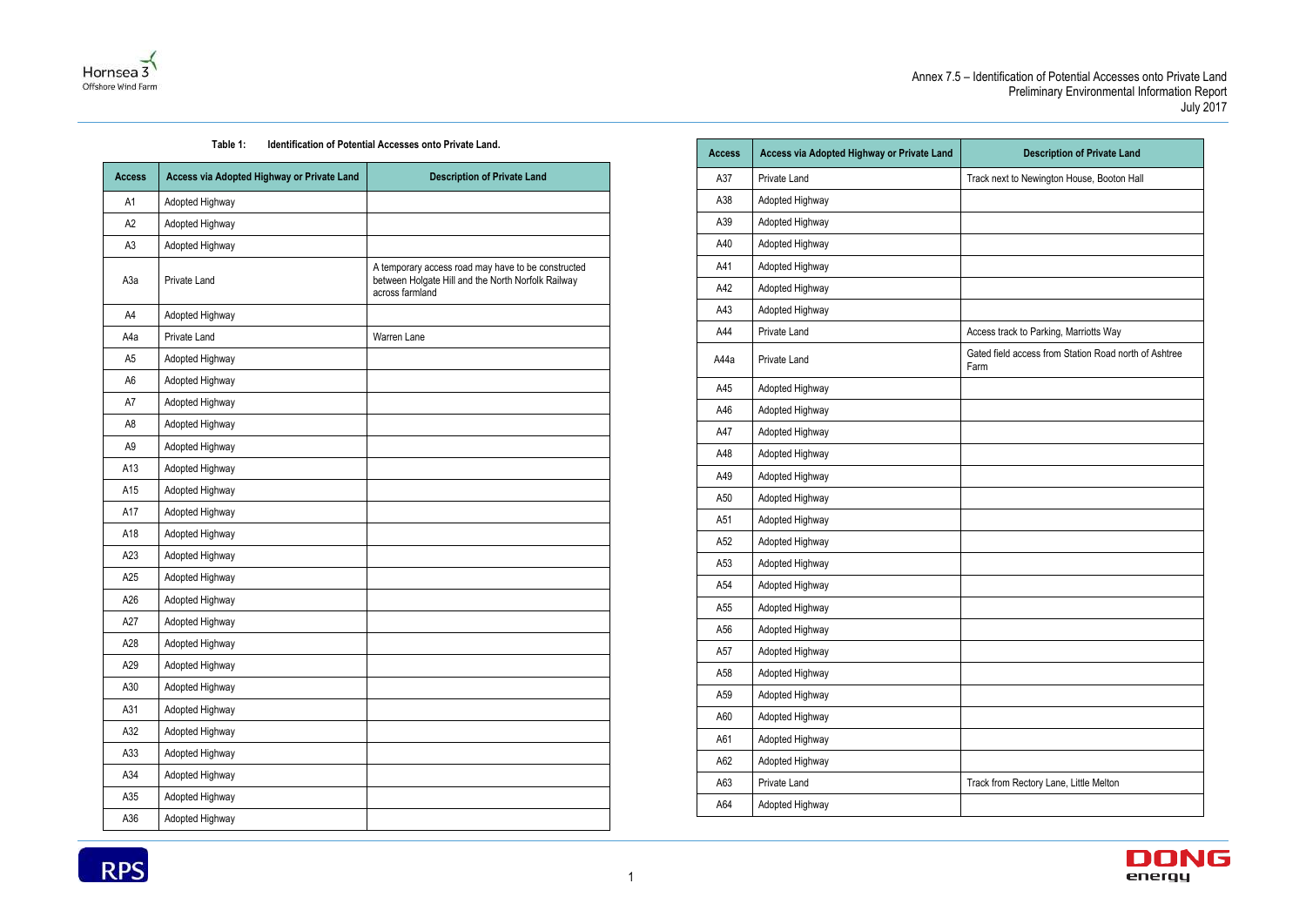**Table 1: Identification of Potential Accesses onto Private Land.**

| Access | Access via Adopted Highway or Private Land | Description of Private Land |
|---|---|---|
| A1 | Adopted Highway | |
| A2 | Adopted Highway | |
| A3 | Adopted Highway | |
| A3a | Private Land | A temporary access road may have to be constructed between Holgate Hill and the North Norfolk Railway across farmland |
| A4 | Adopted Highway | |
| A4a | Private Land | Warren Lane |
| A5 | Adopted Highway | |
| A6 | Adopted Highway | |
| A7 | Adopted Highway | |
| A8 | Adopted Highway | |
| A9 | Adopted Highway | |
| A13 | Adopted Highway | |
| A15 | Adopted Highway | |
| A17 | Adopted Highway | |
| A18 | Adopted Highway | |
| A23 | Adopted Highway | |
| A25 | Adopted Highway | |
| A26 | Adopted Highway | |
| A27 | Adopted Highway | |
| A28 | Adopted Highway | |
| A29 | Adopted Highway | |
| A30 | Adopted Highway | |
| A31 | Adopted Highway | |
| A32 | Adopted Highway | |
| A33 | Adopted Highway | |
| A34 | Adopted Highway | |
| A35 | Adopted Highway | |
| A36 | Adopted Highway | |
| A37 | Private Land | Track next to Newington House, Booton Hall |
| A38 | Adopted Highway | |
| A39 | Adopted Highway | |
| A40 | Adopted Highway | |
| A41 | Adopted Highway | |
| A42 | Adopted Highway | |
| A43 | Adopted Highway | |
| A44 | Private Land | Access track to Parking, Marriotts Way |
| A44a | Private Land | Gated field access from Station Road north of Ashtree Farm |
| A45 | Adopted Highway | |
| A46 | Adopted Highway | |
| A47 | Adopted Highway | |
| A48 | Adopted Highway | |
| A49 | Adopted Highway | |
| A50 | Adopted Highway | |
| A51 | Adopted Highway | |
| A52 | Adopted Highway | |
| A53 | Adopted Highway | |
| A54 | Adopted Highway | |
| A55 | Adopted Highway | |
| A56 | Adopted Highway | |
| A57 | Adopted Highway | |
| A58 | Adopted Highway | |
| A59 | Adopted Highway | |
| A60 | Adopted Highway | |
| A61 | Adopted Highway | |
| A62 | Adopted Highway | |
| A63 | Private Land | Track from Rectory Lane, Little Melton |
| A64 | Adopted Highway | |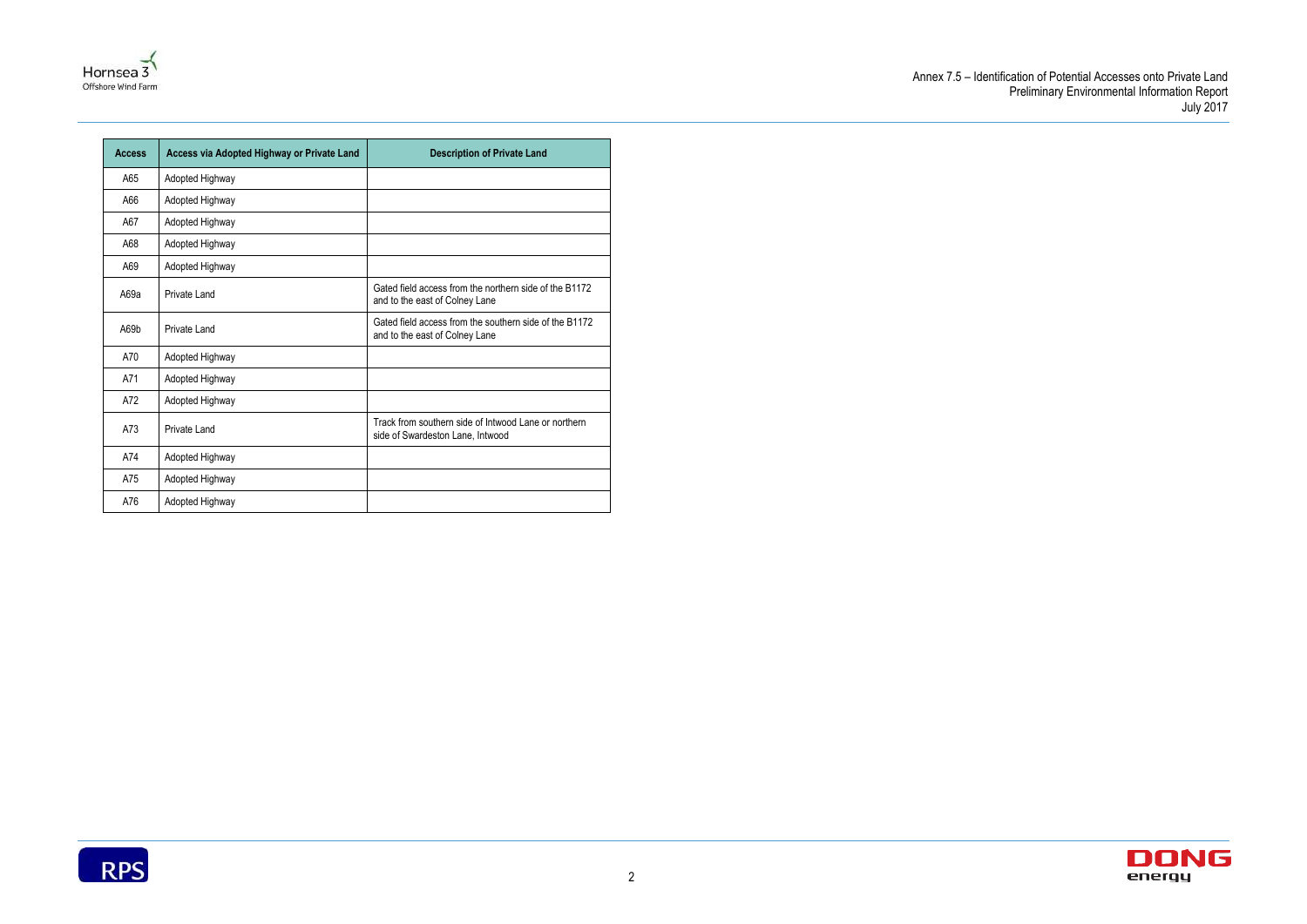| Access | Access via Adopted Highway or Private Land | Description of Private Land |
|---|---|---|
| A65 | Adopted Highway | |
| A66 | Adopted Highway | |
| A67 | Adopted Highway | |
| A68 | Adopted Highway | |
| A69 | Adopted Highway | |
| A69a | Private Land | Gated field access from the northern side of the B1172 and to the east of Colney Lane |
| A69b | Private Land | Gated field access from the southern side of the B1172 and to the east of Colney Lane |
| A70 | Adopted Highway | |
| A71 | Adopted Highway | |
| A72 | Adopted Highway | |
| A73 | Private Land | Track from southern side of Intwood Lane or northern side of Swardeston Lane, Intwood |
| A74 | Adopted Highway | |
| A75 | Adopted Highway | |
| A76 | Adopted Highway | |